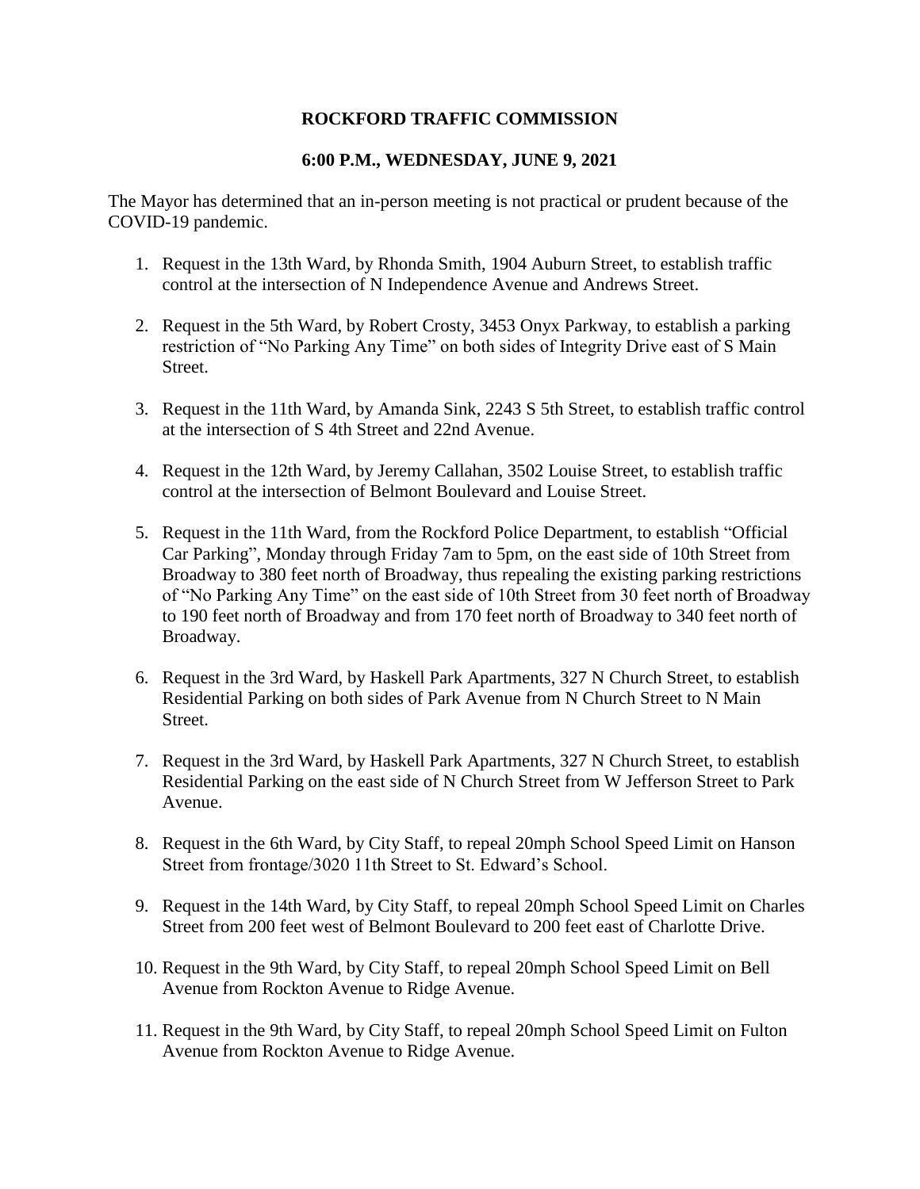# ROCKFORD TRAFFIC COMMISSION

## 6:00 P.M., WEDNESDAY, JUNE 9, 2021

The Mayor has determined that an in-person meeting is not practical or prudent because of the COVID-19 pandemic.

1. Request in the 13th Ward, by Rhonda Smith, 1904 Auburn Street, to establish traffic control at the intersection of N Independence Avenue and Andrews Street.

2. Request in the 5th Ward, by Robert Crosty, 3453 Onyx Parkway, to establish a parking restriction of "No Parking Any Time" on both sides of Integrity Drive east of S Main Street.

3. Request in the 11th Ward, by Amanda Sink, 2243 S 5th Street, to establish traffic control at the intersection of S 4th Street and 22nd Avenue.

4. Request in the 12th Ward, by Jeremy Callahan, 3502 Louise Street, to establish traffic control at the intersection of Belmont Boulevard and Louise Street.

5. Request in the 11th Ward, from the Rockford Police Department, to establish "Official Car Parking", Monday through Friday 7am to 5pm, on the east side of 10th Street from Broadway to 380 feet north of Broadway, thus repealing the existing parking restrictions of "No Parking Any Time" on the east side of 10th Street from 30 feet north of Broadway to 190 feet north of Broadway and from 170 feet north of Broadway to 340 feet north of Broadway.

6. Request in the 3rd Ward, by Haskell Park Apartments, 327 N Church Street, to establish Residential Parking on both sides of Park Avenue from N Church Street to N Main Street.

7. Request in the 3rd Ward, by Haskell Park Apartments, 327 N Church Street, to establish Residential Parking on the east side of N Church Street from W Jefferson Street to Park Avenue.

8. Request in the 6th Ward, by City Staff, to repeal 20mph School Speed Limit on Hanson Street from frontage/3020 11th Street to St. Edward's School.

9. Request in the 14th Ward, by City Staff, to repeal 20mph School Speed Limit on Charles Street from 200 feet west of Belmont Boulevard to 200 feet east of Charlotte Drive.

10. Request in the 9th Ward, by City Staff, to repeal 20mph School Speed Limit on Bell Avenue from Rockton Avenue to Ridge Avenue.

11. Request in the 9th Ward, by City Staff, to repeal 20mph School Speed Limit on Fulton Avenue from Rockton Avenue to Ridge Avenue.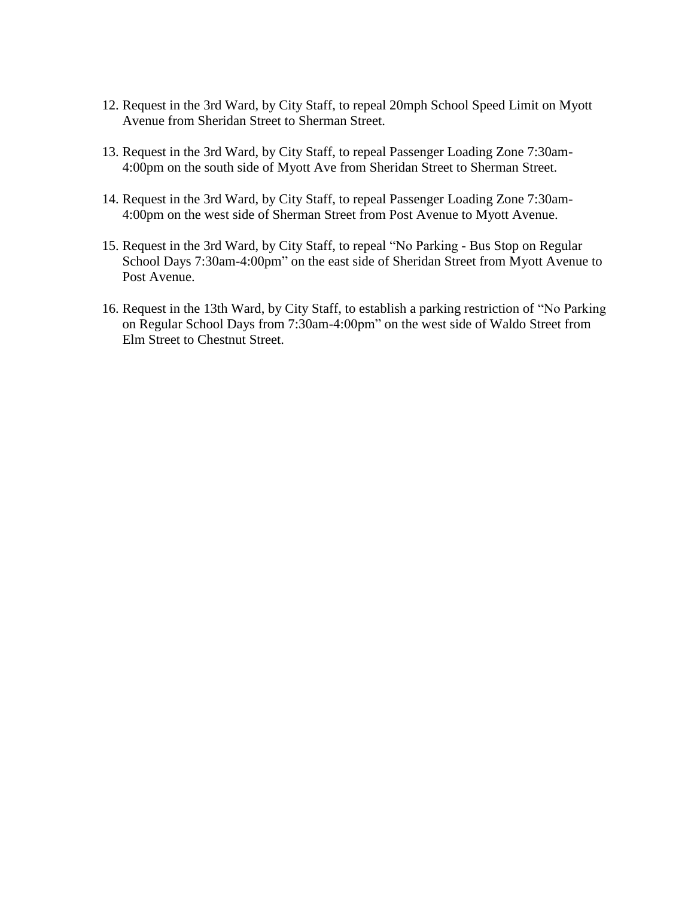12. Request in the 3rd Ward, by City Staff, to repeal 20mph School Speed Limit on Myott Avenue from Sheridan Street to Sherman Street.

13. Request in the 3rd Ward, by City Staff, to repeal Passenger Loading Zone 7:30am-4:00pm on the south side of Myott Ave from Sheridan Street to Sherman Street.

14. Request in the 3rd Ward, by City Staff, to repeal Passenger Loading Zone 7:30am-4:00pm on the west side of Sherman Street from Post Avenue to Myott Avenue.

15. Request in the 3rd Ward, by City Staff, to repeal "No Parking - Bus Stop on Regular School Days 7:30am-4:00pm" on the east side of Sheridan Street from Myott Avenue to Post Avenue.

16. Request in the 13th Ward, by City Staff, to establish a parking restriction of "No Parking on Regular School Days from 7:30am-4:00pm" on the west side of Waldo Street from Elm Street to Chestnut Street.